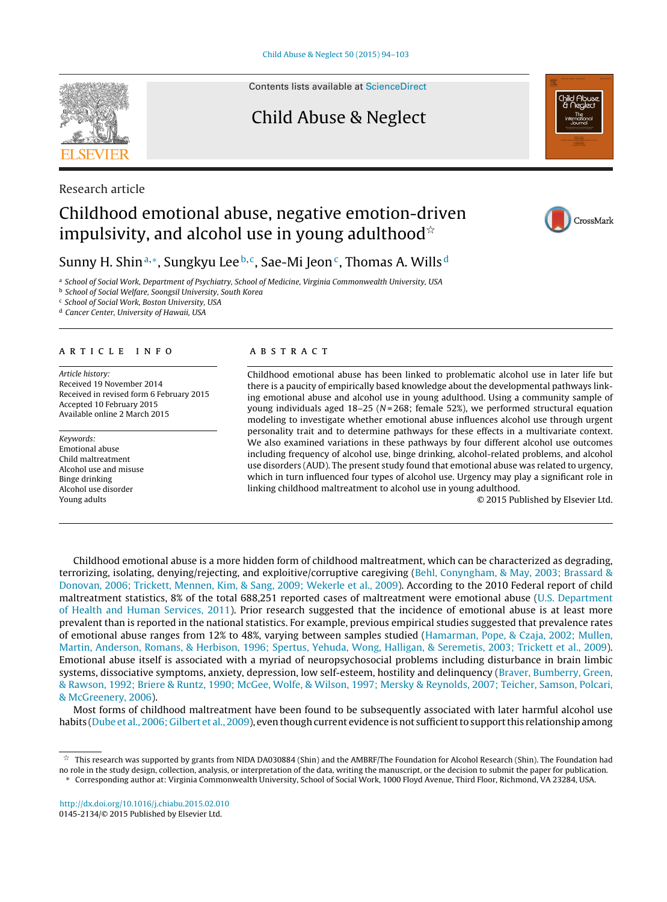Research article

# Childhood emotional abuse, negative emotion-driven impulsivity, and alcohol use in young adulthood☆

Sunny H. Shin[a,*], Sungkyu Lee[b,c], Sae-Mi Jeon[c], Thomas A. Wills[d]

[a] School of Social Work, Department of Psychiatry, School of Medicine, Virginia Commonwealth University, USA
[b] School of Social Welfare, Soongsil University, South Korea
[c] School of Social Work, Boston University, USA
[d] Cancer Center, University of Hawaii, USA

## ARTICLE INFO

*Article history:*
Received 19 November 2014
Received in revised form 6 February 2015
Accepted 10 February 2015
Available online 2 March 2015

*Keywords:*
Emotional abuse
Child maltreatment
Alcohol use and misuse
Binge drinking
Alcohol use disorder
Young adults

## ABSTRACT

Childhood emotional abuse has been linked to problematic alcohol use in later life but there is a paucity of empirically based knowledge about the developmental pathways linking emotional abuse and alcohol use in young adulthood. Using a community sample of young individuals aged 18–25 ($N = 268$; female 52%), we performed structural equation modeling to investigate whether emotional abuse influences alcohol use through urgent personality trait and to determine pathways for these effects in a multivariate context. We also examined variations in these pathways by four different alcohol use outcomes including frequency of alcohol use, binge drinking, alcohol-related problems, and alcohol use disorders (AUD). The present study found that emotional abuse was related to urgency, which in turn influenced four types of alcohol use. Urgency may play a significant role in linking childhood maltreatment to alcohol use in young adulthood.

© 2015 Published by Elsevier Ltd.

Childhood emotional abuse is a more hidden form of childhood maltreatment, which can be characterized as degrading, terrorizing, isolating, denying/rejecting, and exploitive/corruptive caregiving (Behl, Conyngham, & May, 2003; Brassard & Donovan, 2006; Trickett, Mennen, Kim, & Sang, 2009; Wekerle et al., 2009). According to the 2010 Federal report of child maltreatment statistics, 8% of the total 688,251 reported cases of maltreatment were emotional abuse (U.S. Department of Health and Human Services, 2011). Prior research suggested that the incidence of emotional abuse is at least more prevalent than is reported in the national statistics. For example, previous empirical studies suggested that prevalence rates of emotional abuse ranges from 12% to 48%, varying between samples studied (Hamarman, Pope, & Czaja, 2002; Mullen, Martin, Anderson, Romans, & Herbison, 1996; Spertus, Yehuda, Wong, Halligan, & Seremetis, 2003; Trickett et al., 2009). Emotional abuse itself is associated with a myriad of neuropsychosocial problems including disturbance in brain limbic systems, dissociative symptoms, anxiety, depression, low self-esteem, hostility and delinquency (Braver, Bumberry, Green, & Rawson, 1992; Briere & Runtz, 1990; McGee, Wolfe, & Wilson, 1997; Mersky & Reynolds, 2007; Teicher, Samson, Polcari, & McGreenery, 2006).

Most forms of childhood maltreatment have been found to be subsequently associated with later harmful alcohol use habits (Dube et al., 2006; Gilbert et al., 2009), even though current evidence is not sufficient to support this relationship among

☆ This research was supported by grants from NIDA DA030884 (Shin) and the AMBRF/The Foundation for Alcohol Research (Shin). The Foundation had no role in the study design, collection, analysis, or interpretation of the data, writing the manuscript, or the decision to submit the paper for publication.
* Corresponding author at: Virginia Commonwealth University, School of Social Work, 1000 Floyd Avenue, Third Floor, Richmond, VA 23284, USA.

http://dx.doi.org/10.1016/j.chiabu.2015.02.010
0145-2134/© 2015 Published by Elsevier Ltd.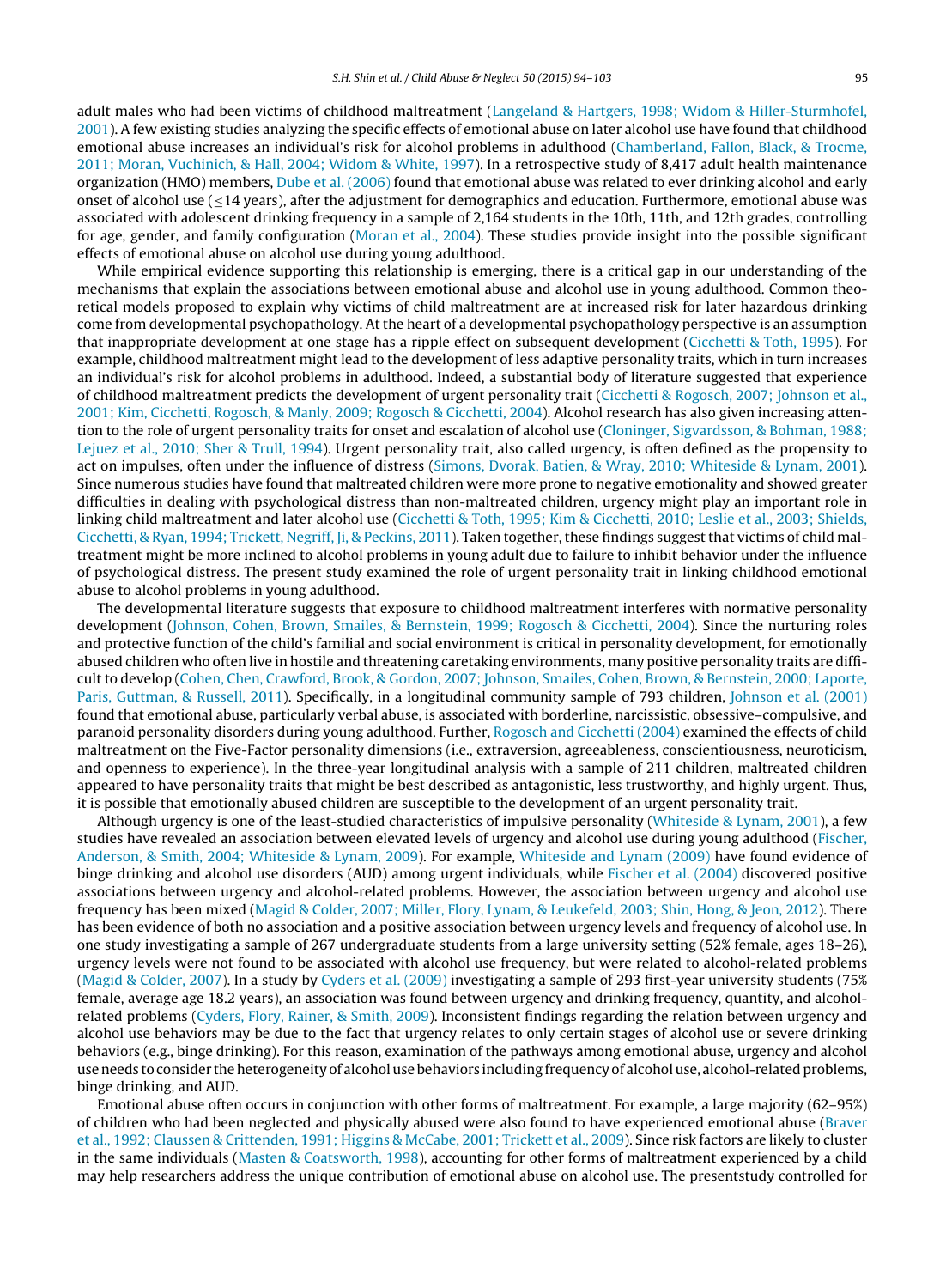adult males who had been victims of childhood maltreatment (Langeland & Hartgers, 1998; Widom & Hiller-Sturmhofel, 2001). A few existing studies analyzing the specific effects of emotional abuse on later alcohol use have found that childhood emotional abuse increases an individual's risk for alcohol problems in adulthood (Chamberland, Fallon, Black, & Trocme, 2011; Moran, Vuchinich, & Hall, 2004; Widom & White, 1997). In a retrospective study of 8,417 adult health maintenance organization (HMO) members, Dube et al. (2006) found that emotional abuse was related to ever drinking alcohol and early onset of alcohol use (≤14 years), after the adjustment for demographics and education. Furthermore, emotional abuse was associated with adolescent drinking frequency in a sample of 2,164 students in the 10th, 11th, and 12th grades, controlling for age, gender, and family configuration (Moran et al., 2004). These studies provide insight into the possible significant effects of emotional abuse on alcohol use during young adulthood.

While empirical evidence supporting this relationship is emerging, there is a critical gap in our understanding of the mechanisms that explain the associations between emotional abuse and alcohol use in young adulthood. Common theoretical models proposed to explain why victims of child maltreatment are at increased risk for later hazardous drinking come from developmental psychopathology. At the heart of a developmental psychopathology perspective is an assumption that inappropriate development at one stage has a ripple effect on subsequent development (Cicchetti & Toth, 1995). For example, childhood maltreatment might lead to the development of less adaptive personality traits, which in turn increases an individual's risk for alcohol problems in adulthood. Indeed, a substantial body of literature suggested that experience of childhood maltreatment predicts the development of urgent personality trait (Cicchetti & Rogosch, 2007; Johnson et al., 2001; Kim, Cicchetti, Rogosch, & Manly, 2009; Rogosch & Cicchetti, 2004). Alcohol research has also given increasing attention to the role of urgent personality traits for onset and escalation of alcohol use (Cloninger, Sigvardsson, & Bohman, 1988; Lejuez et al., 2010; Sher & Trull, 1994). Urgent personality trait, also called urgency, is often defined as the propensity to act on impulses, often under the influence of distress (Simons, Dvorak, Batien, & Wray, 2010; Whiteside & Lynam, 2001). Since numerous studies have found that maltreated children were more prone to negative emotionality and showed greater difficulties in dealing with psychological distress than non-maltreated children, urgency might play an important role in linking child maltreatment and later alcohol use (Cicchetti & Toth, 1995; Kim & Cicchetti, 2010; Leslie et al., 2003; Shields, Cicchetti, & Ryan, 1994; Trickett, Negriff, Ji, & Peckins, 2011). Taken together, these findings suggest that victims of child maltreatment might be more inclined to alcohol problems in young adult due to failure to inhibit behavior under the influence of psychological distress. The present study examined the role of urgent personality trait in linking childhood emotional abuse to alcohol problems in young adulthood.

The developmental literature suggests that exposure to childhood maltreatment interferes with normative personality development (Johnson, Cohen, Brown, Smailes, & Bernstein, 1999; Rogosch & Cicchetti, 2004). Since the nurturing roles and protective function of the child's familial and social environment is critical in personality development, for emotionally abused children who often live in hostile and threatening caretaking environments, many positive personality traits are difficult to develop (Cohen, Chen, Crawford, Brook, & Gordon, 2007; Johnson, Smailes, Cohen, Brown, & Bernstein, 2000; Laporte, Paris, Guttman, & Russell, 2011). Specifically, in a longitudinal community sample of 793 children, Johnson et al. (2001) found that emotional abuse, particularly verbal abuse, is associated with borderline, narcissistic, obsessive–compulsive, and paranoid personality disorders during young adulthood. Further, Rogosch and Cicchetti (2004) examined the effects of child maltreatment on the Five-Factor personality dimensions (i.e., extraversion, agreeableness, conscientiousness, neuroticism, and openness to experience). In the three-year longitudinal analysis with a sample of 211 children, maltreated children appeared to have personality traits that might be best described as antagonistic, less trustworthy, and highly urgent. Thus, it is possible that emotionally abused children are susceptible to the development of an urgent personality trait.

Although urgency is one of the least-studied characteristics of impulsive personality (Whiteside & Lynam, 2001), a few studies have revealed an association between elevated levels of urgency and alcohol use during young adulthood (Fischer, Anderson, & Smith, 2004; Whiteside & Lynam, 2009). For example, Whiteside and Lynam (2009) have found evidence of binge drinking and alcohol use disorders (AUD) among urgent individuals, while Fischer et al. (2004) discovered positive associations between urgency and alcohol-related problems. However, the association between urgency and alcohol use frequency has been mixed (Magid & Colder, 2007; Miller, Flory, Lynam, & Leukefeld, 2003; Shin, Hong, & Jeon, 2012). There has been evidence of both no association and a positive association between urgency levels and frequency of alcohol use. In one study investigating a sample of 267 undergraduate students from a large university setting (52% female, ages 18–26), urgency levels were not found to be associated with alcohol use frequency, but were related to alcohol-related problems (Magid & Colder, 2007). In a study by Cyders et al. (2009) investigating a sample of 293 first-year university students (75% female, average age 18.2 years), an association was found between urgency and drinking frequency, quantity, and alcohol-related problems (Cyders, Flory, Rainer, & Smith, 2009). Inconsistent findings regarding the relation between urgency and alcohol use behaviors may be due to the fact that urgency relates to only certain stages of alcohol use or severe drinking behaviors (e.g., binge drinking). For this reason, examination of the pathways among emotional abuse, urgency and alcohol use needs to consider the heterogeneity of alcohol use behaviors including frequency of alcohol use, alcohol-related problems, binge drinking, and AUD.

Emotional abuse often occurs in conjunction with other forms of maltreatment. For example, a large majority (62–95%) of children who had been neglected and physically abused were also found to have experienced emotional abuse (Braver et al., 1992; Claussen & Crittenden, 1991; Higgins & McCabe, 2001; Trickett et al., 2009). Since risk factors are likely to cluster in the same individuals (Masten & Coatsworth, 1998), accounting for other forms of maltreatment experienced by a child may help researchers address the unique contribution of emotional abuse on alcohol use. The presentstudy controlled for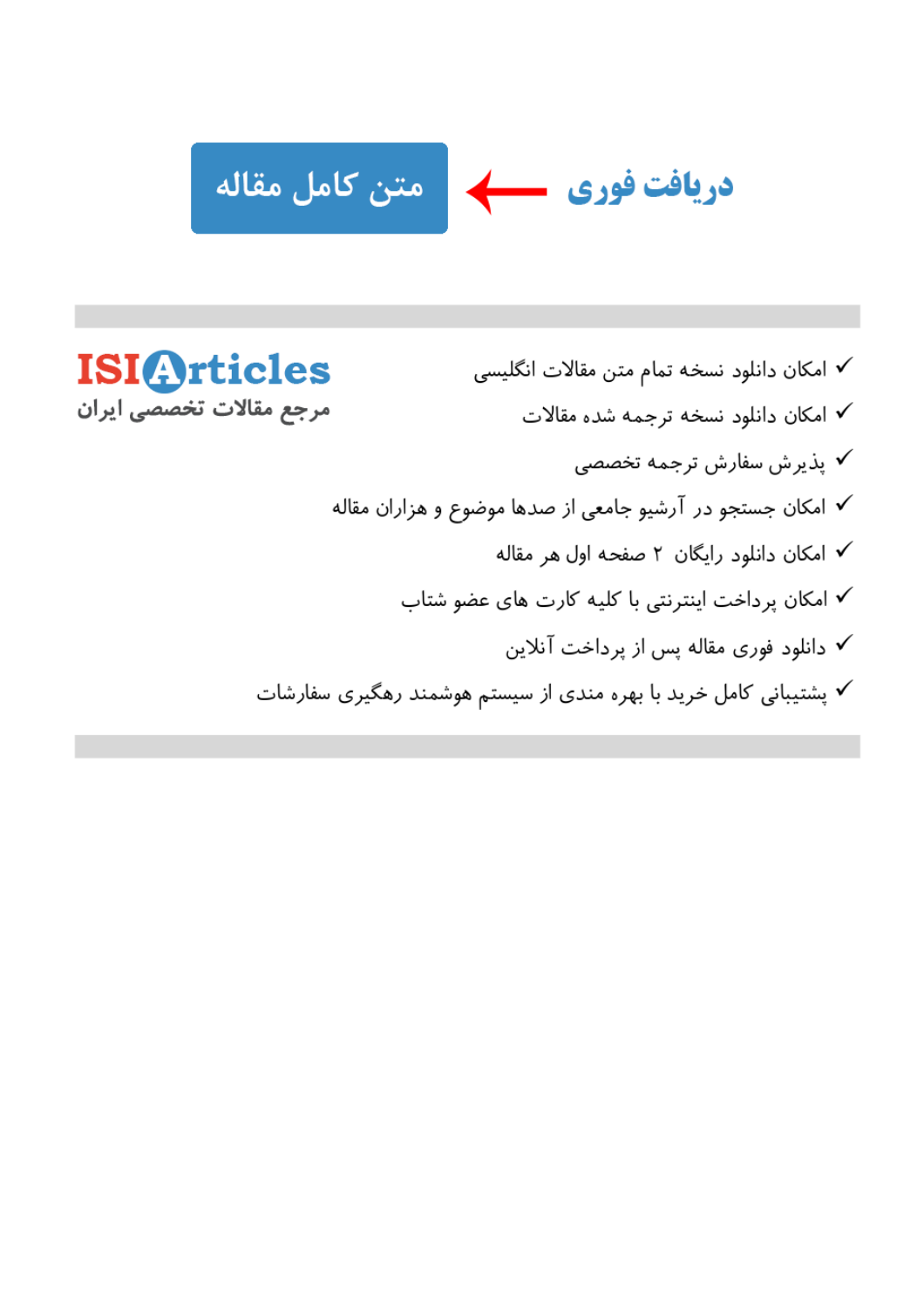دریافت فوری ← **متن کامل مقاله**

**ISIArticles**
مرجع مقالات تخصصی ایران

- ✓ امکان دانلود نسخه تمام متن مقالات انگلیسی
- ✓ امکان دانلود نسخه ترجمه شده مقالات
- ✓ پذیرش سفارش ترجمه تخصصی
- ✓ امکان جستجو در آرشیو جامعی از صدها موضوع و هزاران مقاله
- ✓ امکان دانلود رایگان ۲ صفحه اول هر مقاله
- ✓ امکان پرداخت اینترنتی با کلیه کارت های عضو شتاب
- ✓ دانلود فوری مقاله پس از پرداخت آنلاین
- ✓ پشتیبانی کامل خرید با بهره مندی از سیستم هوشمند رهگیری سفارشات